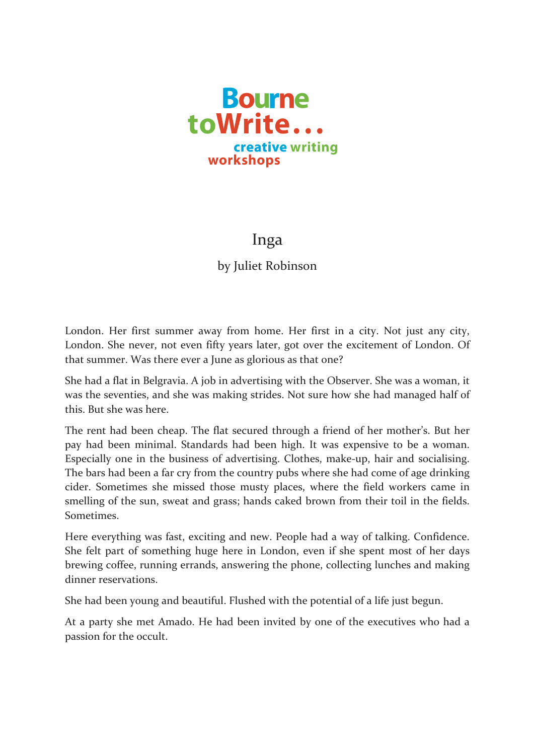Bourne toWrite...
creative writing workshops

# Inga

by Juliet Robinson

London. Her first summer away from home. Her first in a city. Not just any city, London. She never, not even fifty years later, got over the excitement of London. Of that summer. Was there ever a June as glorious as that one?

She had a flat in Belgravia. A job in advertising with the Observer. She was a woman, it was the seventies, and she was making strides. Not sure how she had managed half of this. But she was here.

The rent had been cheap. The flat secured through a friend of her mother's. But her pay had been minimal. Standards had been high. It was expensive to be a woman. Especially one in the business of advertising. Clothes, make-up, hair and socialising. The bars had been a far cry from the country pubs where she had come of age drinking cider. Sometimes she missed those musty places, where the field workers came in smelling of the sun, sweat and grass; hands caked brown from their toil in the fields. Sometimes.

Here everything was fast, exciting and new. People had a way of talking. Confidence. She felt part of something huge here in London, even if she spent most of her days brewing coffee, running errands, answering the phone, collecting lunches and making dinner reservations.

She had been young and beautiful. Flushed with the potential of a life just begun.

At a party she met Amado. He had been invited by one of the executives who had a passion for the occult.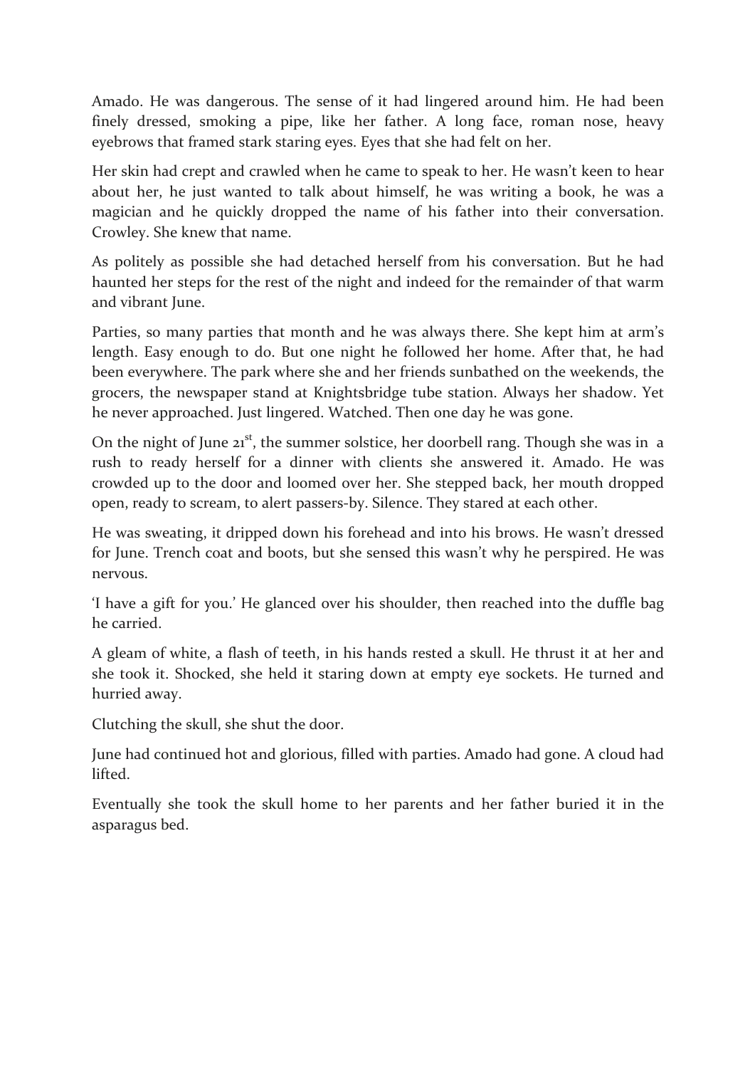Amado. He was dangerous. The sense of it had lingered around him. He had been finely dressed, smoking a pipe, like her father. A long face, roman nose, heavy eyebrows that framed stark staring eyes. Eyes that she had felt on her.

Her skin had crept and crawled when he came to speak to her. He wasn't keen to hear about her, he just wanted to talk about himself, he was writing a book, he was a magician and he quickly dropped the name of his father into their conversation. Crowley. She knew that name.

As politely as possible she had detached herself from his conversation. But he had haunted her steps for the rest of the night and indeed for the remainder of that warm and vibrant June.

Parties, so many parties that month and he was always there. She kept him at arm's length. Easy enough to do. But one night he followed her home. After that, he had been everywhere. The park where she and her friends sunbathed on the weekends, the grocers, the newspaper stand at Knightsbridge tube station. Always her shadow. Yet he never approached. Just lingered. Watched. Then one day he was gone.

On the night of June 21st, the summer solstice, her doorbell rang. Though she was in a rush to ready herself for a dinner with clients she answered it. Amado. He was crowded up to the door and loomed over her. She stepped back, her mouth dropped open, ready to scream, to alert passers-by. Silence. They stared at each other.

He was sweating, it dripped down his forehead and into his brows. He wasn't dressed for June. Trench coat and boots, but she sensed this wasn't why he perspired. He was nervous.

'I have a gift for you.' He glanced over his shoulder, then reached into the duffle bag he carried.

A gleam of white, a flash of teeth, in his hands rested a skull. He thrust it at her and she took it. Shocked, she held it staring down at empty eye sockets. He turned and hurried away.

Clutching the skull, she shut the door.

June had continued hot and glorious, filled with parties. Amado had gone. A cloud had lifted.

Eventually she took the skull home to her parents and her father buried it in the asparagus bed.